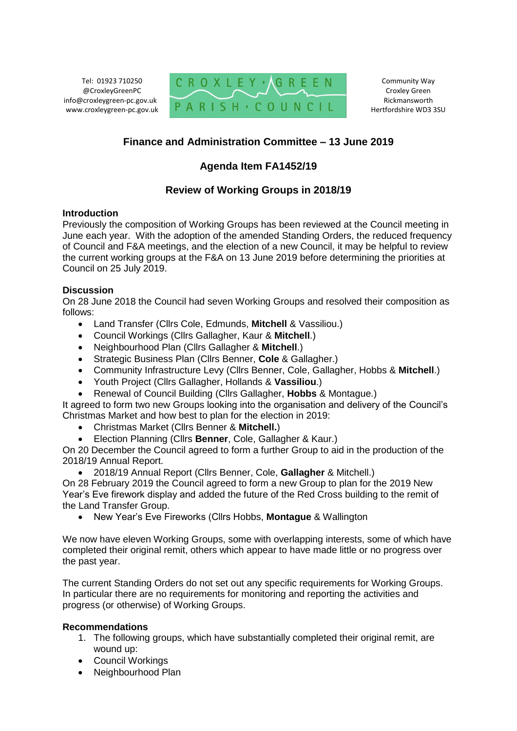Tel: 01923 710250
@CroxleyGreenPC
info@croxleygreen-pc.gov.uk
www.croxleygreen-pc.gov.uk

CROXLEY · GREEN
PARISH · COUNCIL

Community Way
Croxley Green
Rickmansworth
Hertfordshire WD3 3SU

## Finance and Administration Committee – 13 June 2019

## Agenda Item FA1452/19

## Review of Working Groups in 2018/19

**Introduction**

Previously the composition of Working Groups has been reviewed at the Council meeting in June each year. With the adoption of the amended Standing Orders, the reduced frequency of Council and F&A meetings, and the election of a new Council, it may be helpful to review the current working groups at the F&A on 13 June 2019 before determining the priorities at Council on 25 July 2019.

**Discussion**

On 28 June 2018 the Council had seven Working Groups and resolved their composition as follows:

- Land Transfer (Cllrs Cole, Edmunds, **Mitchell** & Vassiliou.)
- Council Workings (Cllrs Gallagher, Kaur & **Mitchell**.)
- Neighbourhood Plan (Cllrs Gallagher & **Mitchell**.)
- Strategic Business Plan (Cllrs Benner, **Cole** & Gallagher.)
- Community Infrastructure Levy (Cllrs Benner, Cole, Gallagher, Hobbs & **Mitchell**.)
- Youth Project (Cllrs Gallagher, Hollands & **Vassiliou**.)
- Renewal of Council Building (Cllrs Gallagher, **Hobbs** & Montague.)

It agreed to form two new Groups looking into the organisation and delivery of the Council's Christmas Market and how best to plan for the election in 2019:

- Christmas Market (Cllrs Benner & **Mitchell.**)
- Election Planning (Cllrs **Benner**, Cole, Gallagher & Kaur.)

On 20 December the Council agreed to form a further Group to aid in the production of the 2018/19 Annual Report.

- 2018/19 Annual Report (Cllrs Benner, Cole, **Gallagher** & Mitchell.)

On 28 February 2019 the Council agreed to form a new Group to plan for the 2019 New Year's Eve firework display and added the future of the Red Cross building to the remit of the Land Transfer Group.

- New Year's Eve Fireworks (Cllrs Hobbs, **Montague** & Wallington

We now have eleven Working Groups, some with overlapping interests, some of which have completed their original remit, others which appear to have made little or no progress over the past year.

The current Standing Orders do not set out any specific requirements for Working Groups. In particular there are no requirements for monitoring and reporting the activities and progress (or otherwise) of Working Groups.

**Recommendations**

1. The following groups, which have substantially completed their original remit, are wound up:

- Council Workings
- Neighbourhood Plan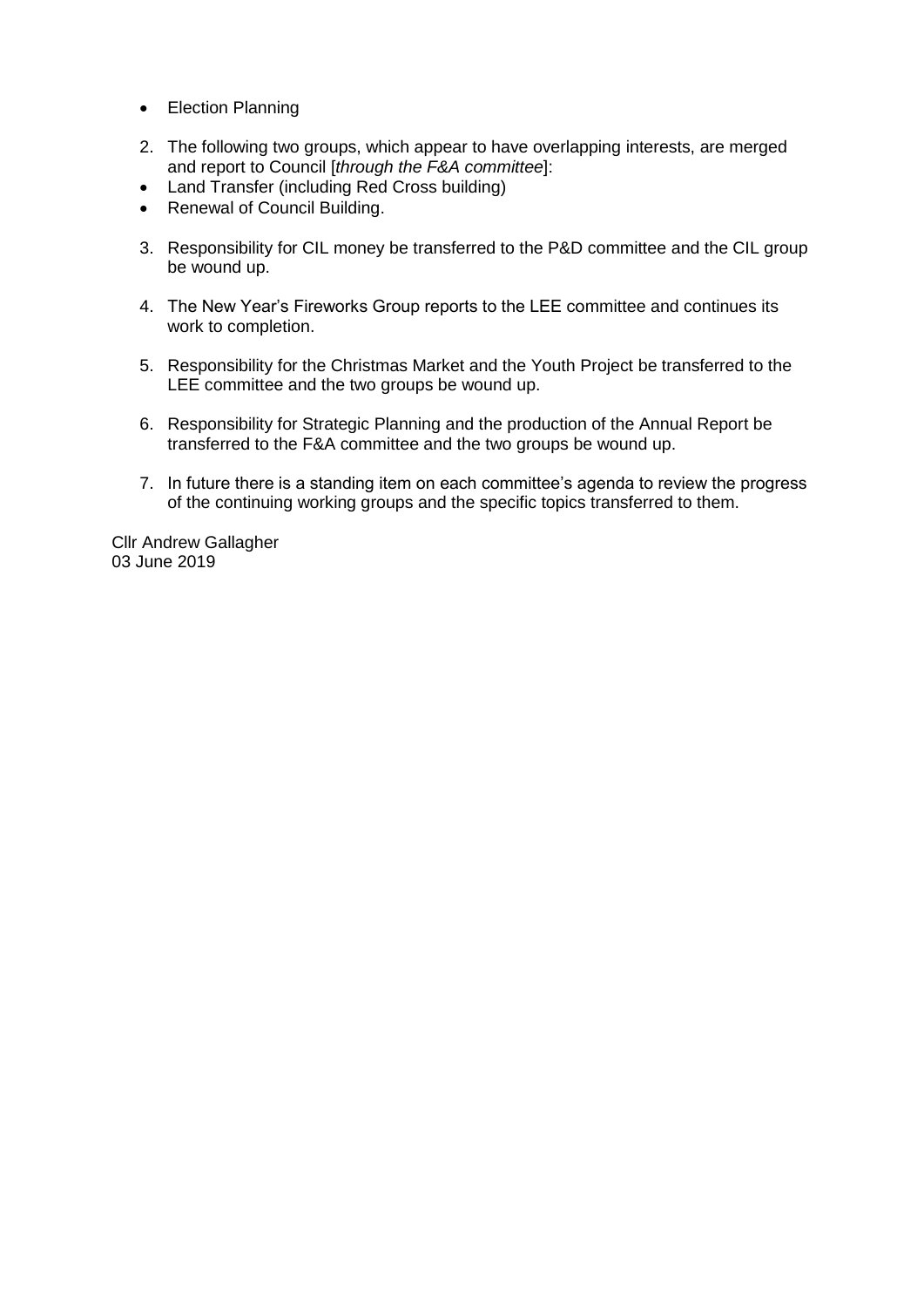- Election Planning

2. The following two groups, which appear to have overlapping interests, are merged and report to Council [*through the F&A committee*]:

- Land Transfer (including Red Cross building)
- Renewal of Council Building.

3. Responsibility for CIL money be transferred to the P&D committee and the CIL group be wound up.

4. The New Year's Fireworks Group reports to the LEE committee and continues its work to completion.

5. Responsibility for the Christmas Market and the Youth Project be transferred to the LEE committee and the two groups be wound up.

6. Responsibility for Strategic Planning and the production of the Annual Report be transferred to the F&A committee and the two groups be wound up.

7. In future there is a standing item on each committee's agenda to review the progress of the continuing working groups and the specific topics transferred to them.

Cllr Andrew Gallagher
03 June 2019